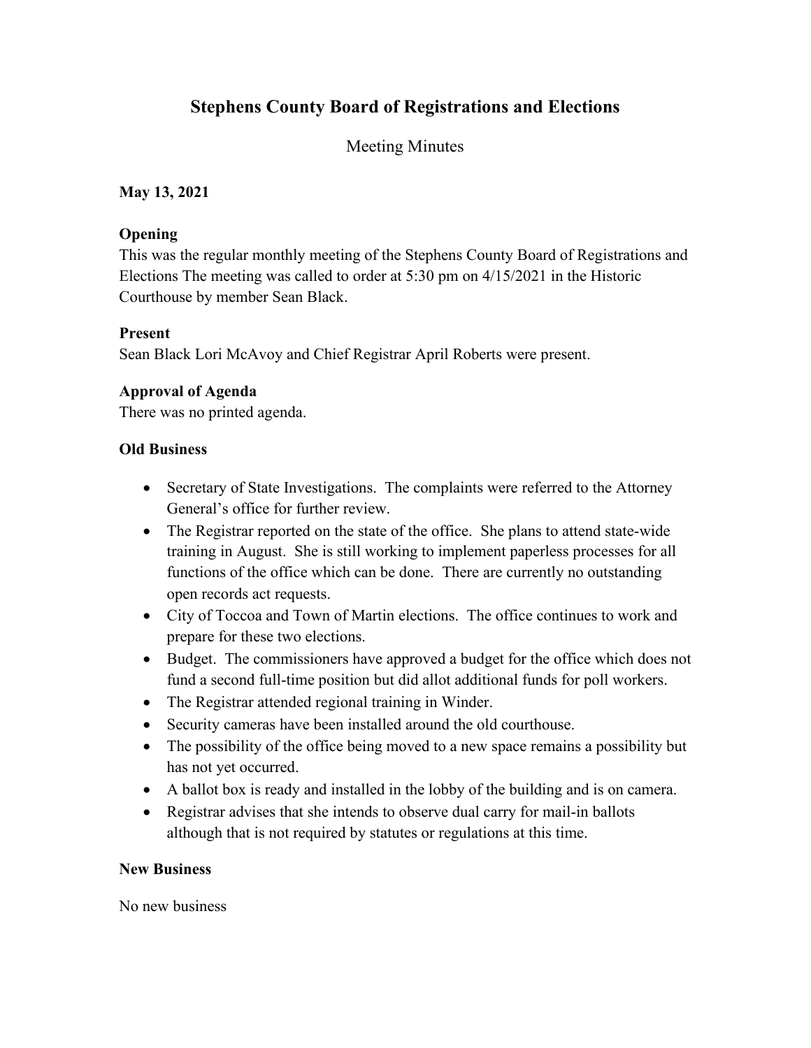# Stephens County Board of Registrations and Elections

Meeting Minutes

**May 13, 2021**

### Opening

This was the regular monthly meeting of the Stephens County Board of Registrations and Elections The meeting was called to order at 5:30 pm on 4/15/2021 in the Historic Courthouse by member Sean Black.

### Present

Sean Black Lori McAvoy and Chief Registrar April Roberts were present.

### Approval of Agenda

There was no printed agenda.

### Old Business

- Secretary of State Investigations. The complaints were referred to the Attorney General's office for further review.
- The Registrar reported on the state of the office. She plans to attend state-wide training in August. She is still working to implement paperless processes for all functions of the office which can be done. There are currently no outstanding open records act requests.
- City of Toccoa and Town of Martin elections. The office continues to work and prepare for these two elections.
- Budget. The commissioners have approved a budget for the office which does not fund a second full-time position but did allot additional funds for poll workers.
- The Registrar attended regional training in Winder.
- Security cameras have been installed around the old courthouse.
- The possibility of the office being moved to a new space remains a possibility but has not yet occurred.
- A ballot box is ready and installed in the lobby of the building and is on camera.
- Registrar advises that she intends to observe dual carry for mail-in ballots although that is not required by statutes or regulations at this time.

### New Business

No new business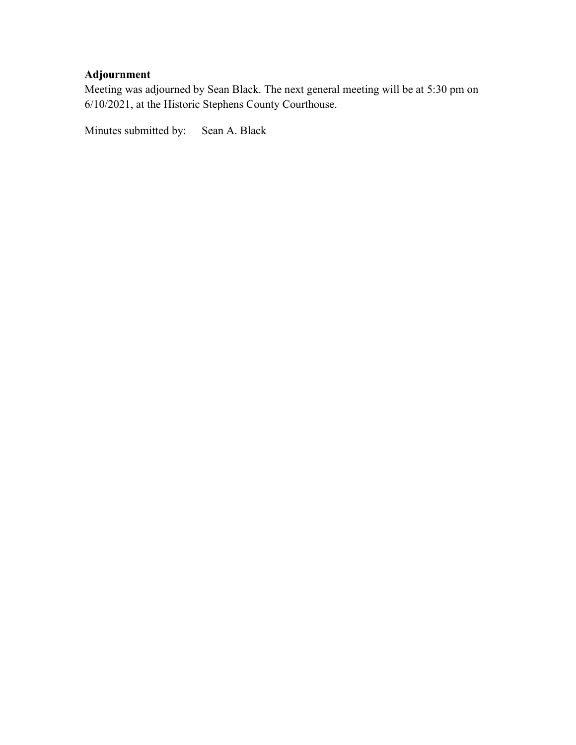**Adjournment**

Meeting was adjourned by Sean Black. The next general meeting will be at 5:30 pm on 6/10/2021, at the Historic Stephens County Courthouse.

Minutes submitted by: Sean A. Black